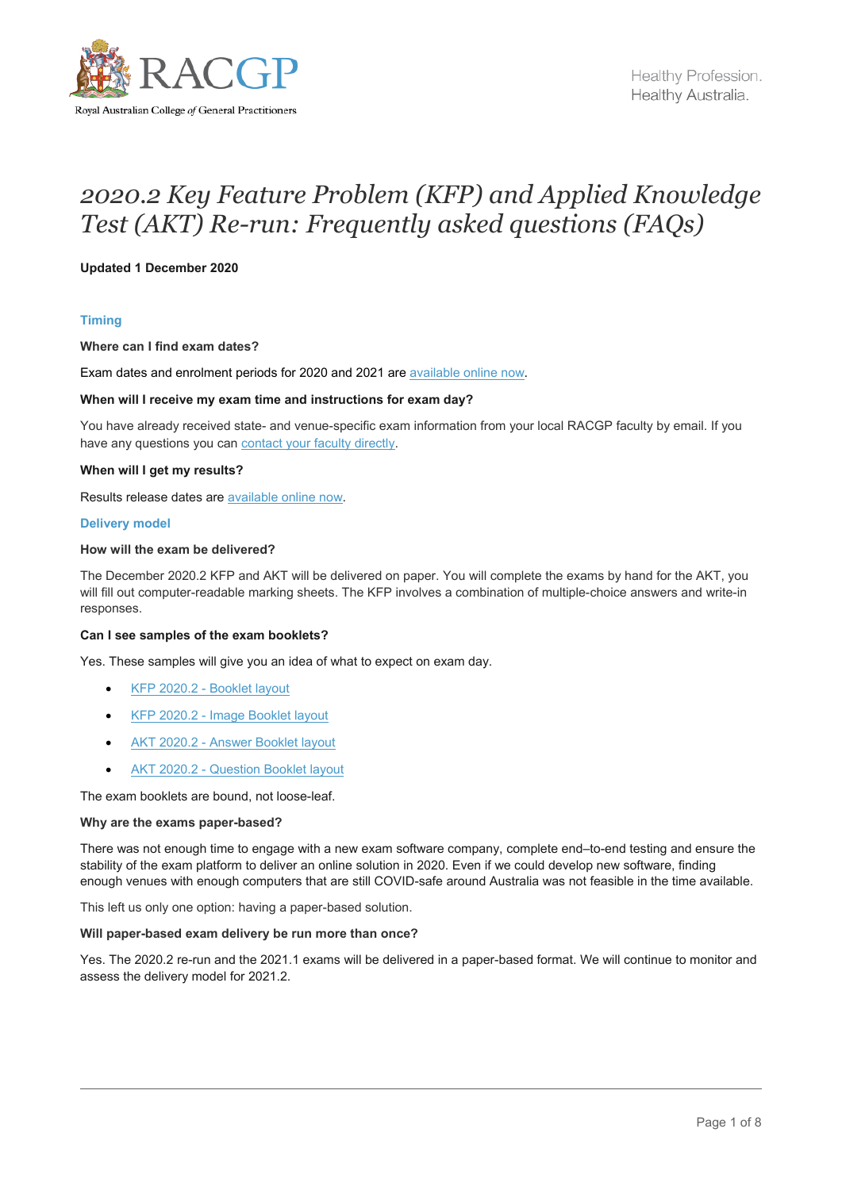# 2020.2 Key Feature Problem (KFP) and Applied Knowledge Test (AKT) Re-run: Frequently asked questions (FAQs)

**Updated 1 December 2020**

## Timing

**Where can I find exam dates?**

Exam dates and enrolment periods for 2020 and 2021 are available online now.

**When will I receive my exam time and instructions for exam day?**

You have already received state- and venue-specific exam information from your local RACGP faculty by email. If you have any questions you can contact your faculty directly.

**When will I get my results?**

Results release dates are available online now.

## Delivery model

**How will the exam be delivered?**

The December 2020.2 KFP and AKT will be delivered on paper. You will complete the exams by hand for the AKT, you will fill out computer-readable marking sheets. The KFP involves a combination of multiple-choice answers and write-in responses.

**Can I see samples of the exam booklets?**

Yes. These samples will give you an idea of what to expect on exam day.

- KFP 2020.2 - Booklet layout
- KFP 2020.2 - Image Booklet layout
- AKT 2020.2 - Answer Booklet layout
- AKT 2020.2 - Question Booklet layout

The exam booklets are bound, not loose-leaf.

**Why are the exams paper-based?**

There was not enough time to engage with a new exam software company, complete end–to-end testing and ensure the stability of the exam platform to deliver an online solution in 2020. Even if we could develop new software, finding enough venues with enough computers that are still COVID-safe around Australia was not feasible in the time available.

This left us only one option: having a paper-based solution.

**Will paper-based exam delivery be run more than once?**

Yes. The 2020.2 re-run and the 2021.1 exams will be delivered in a paper-based format. We will continue to monitor and assess the delivery model for 2021.2.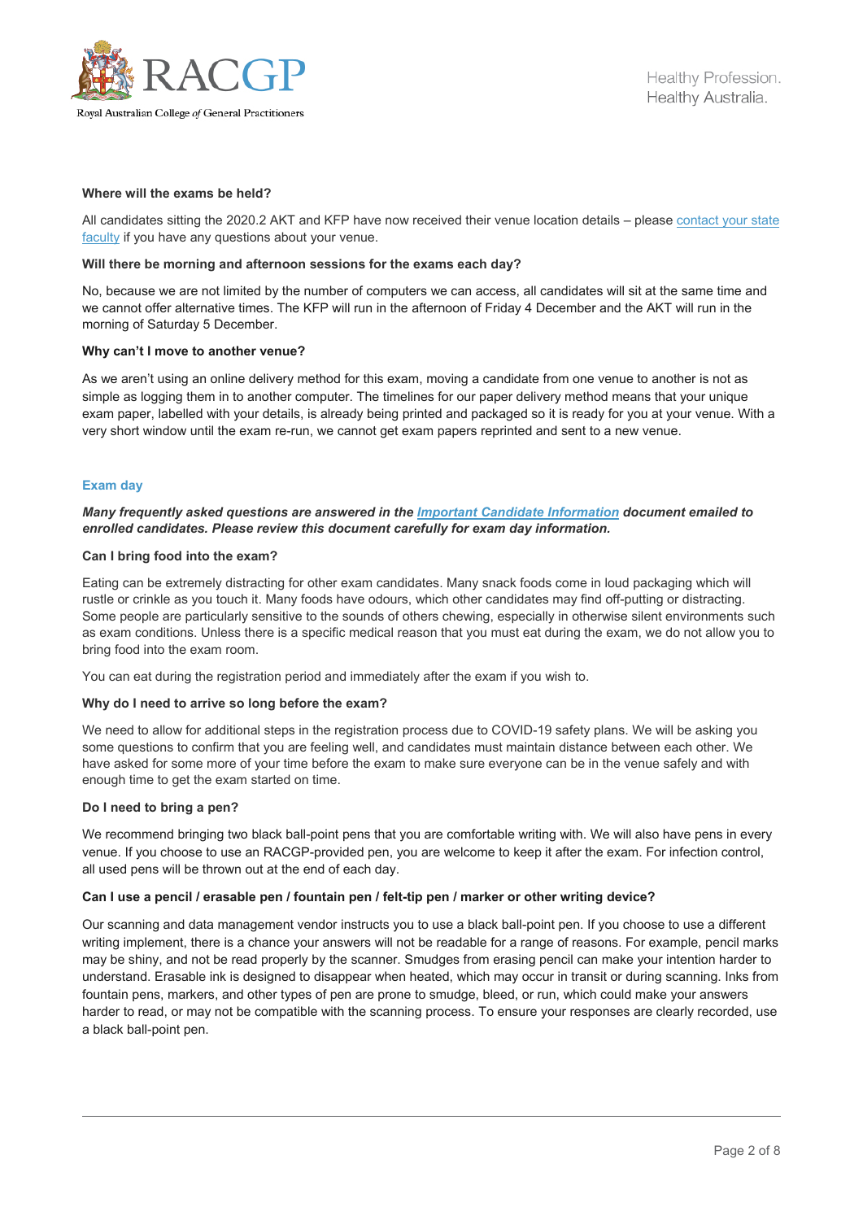**Where will the exams be held?**

All candidates sitting the 2020.2 AKT and KFP have now received their venue location details – please contact your state faculty if you have any questions about your venue.

**Will there be morning and afternoon sessions for the exams each day?**

No, because we are not limited by the number of computers we can access, all candidates will sit at the same time and we cannot offer alternative times. The KFP will run in the afternoon of Friday 4 December and the AKT will run in the morning of Saturday 5 December.

**Why can't I move to another venue?**

As we aren't using an online delivery method for this exam, moving a candidate from one venue to another is not as simple as logging them in to another computer. The timelines for our paper delivery method means that your unique exam paper, labelled with your details, is already being printed and packaged so it is ready for you at your venue. With a very short window until the exam re-run, we cannot get exam papers reprinted and sent to a new venue.

## Exam day

***Many frequently asked questions are answered in the Important Candidate Information document emailed to enrolled candidates. Please review this document carefully for exam day information.***

**Can I bring food into the exam?**

Eating can be extremely distracting for other exam candidates. Many snack foods come in loud packaging which will rustle or crinkle as you touch it. Many foods have odours, which other candidates may find off-putting or distracting. Some people are particularly sensitive to the sounds of others chewing, especially in otherwise silent environments such as exam conditions. Unless there is a specific medical reason that you must eat during the exam, we do not allow you to bring food into the exam room.

You can eat during the registration period and immediately after the exam if you wish to.

**Why do I need to arrive so long before the exam?**

We need to allow for additional steps in the registration process due to COVID-19 safety plans. We will be asking you some questions to confirm that you are feeling well, and candidates must maintain distance between each other. We have asked for some more of your time before the exam to make sure everyone can be in the venue safely and with enough time to get the exam started on time.

**Do I need to bring a pen?**

We recommend bringing two black ball-point pens that you are comfortable writing with. We will also have pens in every venue. If you choose to use an RACGP-provided pen, you are welcome to keep it after the exam. For infection control, all used pens will be thrown out at the end of each day.

**Can I use a pencil / erasable pen / fountain pen / felt-tip pen / marker or other writing device?**

Our scanning and data management vendor instructs you to use a black ball-point pen. If you choose to use a different writing implement, there is a chance your answers will not be readable for a range of reasons. For example, pencil marks may be shiny, and not be read properly by the scanner. Smudges from erasing pencil can make your intention harder to understand. Erasable ink is designed to disappear when heated, which may occur in transit or during scanning. Inks from fountain pens, markers, and other types of pen are prone to smudge, bleed, or run, which could make your answers harder to read, or may not be compatible with the scanning process. To ensure your responses are clearly recorded, use a black ball-point pen.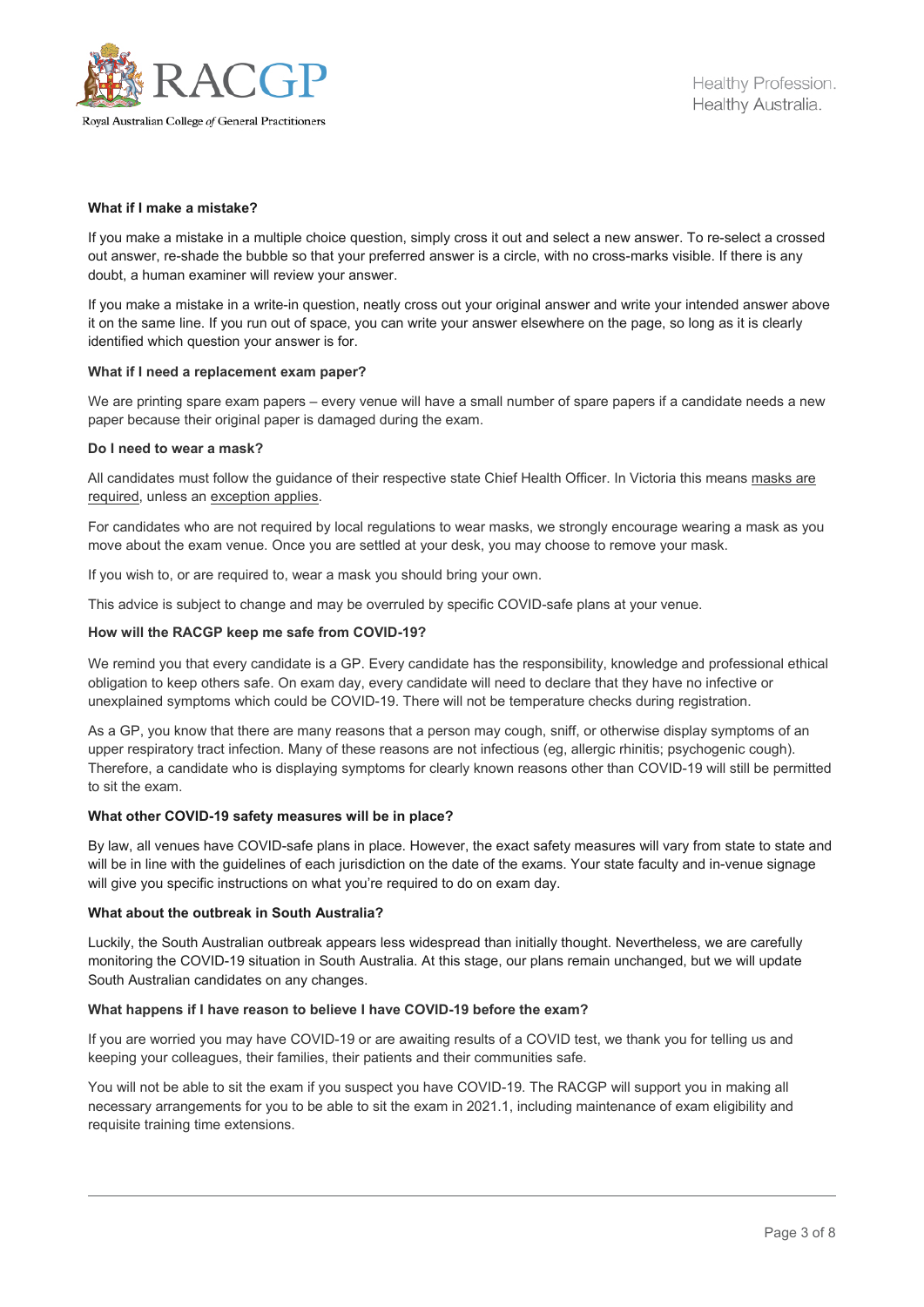**What if I make a mistake?**

If you make a mistake in a multiple choice question, simply cross it out and select a new answer. To re-select a crossed out answer, re-shade the bubble so that your preferred answer is a circle, with no cross-marks visible. If there is any doubt, a human examiner will review your answer.

If you make a mistake in a write-in question, neatly cross out your original answer and write your intended answer above it on the same line. If you run out of space, you can write your answer elsewhere on the page, so long as it is clearly identified which question your answer is for.

**What if I need a replacement exam paper?**

We are printing spare exam papers – every venue will have a small number of spare papers if a candidate needs a new paper because their original paper is damaged during the exam.

**Do I need to wear a mask?**

All candidates must follow the guidance of their respective state Chief Health Officer. In Victoria this means masks are required, unless an exception applies.

For candidates who are not required by local regulations to wear masks, we strongly encourage wearing a mask as you move about the exam venue. Once you are settled at your desk, you may choose to remove your mask.

If you wish to, or are required to, wear a mask you should bring your own.

This advice is subject to change and may be overruled by specific COVID-safe plans at your venue.

**How will the RACGP keep me safe from COVID-19?**

We remind you that every candidate is a GP. Every candidate has the responsibility, knowledge and professional ethical obligation to keep others safe. On exam day, every candidate will need to declare that they have no infective or unexplained symptoms which could be COVID-19. There will not be temperature checks during registration.

As a GP, you know that there are many reasons that a person may cough, sniff, or otherwise display symptoms of an upper respiratory tract infection. Many of these reasons are not infectious (eg, allergic rhinitis; psychogenic cough). Therefore, a candidate who is displaying symptoms for clearly known reasons other than COVID-19 will still be permitted to sit the exam.

**What other COVID-19 safety measures will be in place?**

By law, all venues have COVID-safe plans in place. However, the exact safety measures will vary from state to state and will be in line with the guidelines of each jurisdiction on the date of the exams. Your state faculty and in-venue signage will give you specific instructions on what you're required to do on exam day.

**What about the outbreak in South Australia?**

Luckily, the South Australian outbreak appears less widespread than initially thought. Nevertheless, we are carefully monitoring the COVID-19 situation in South Australia. At this stage, our plans remain unchanged, but we will update South Australian candidates on any changes.

**What happens if I have reason to believe I have COVID-19 before the exam?**

If you are worried you may have COVID-19 or are awaiting results of a COVID test, we thank you for telling us and keeping your colleagues, their families, their patients and their communities safe.

You will not be able to sit the exam if you suspect you have COVID-19. The RACGP will support you in making all necessary arrangements for you to be able to sit the exam in 2021.1, including maintenance of exam eligibility and requisite training time extensions.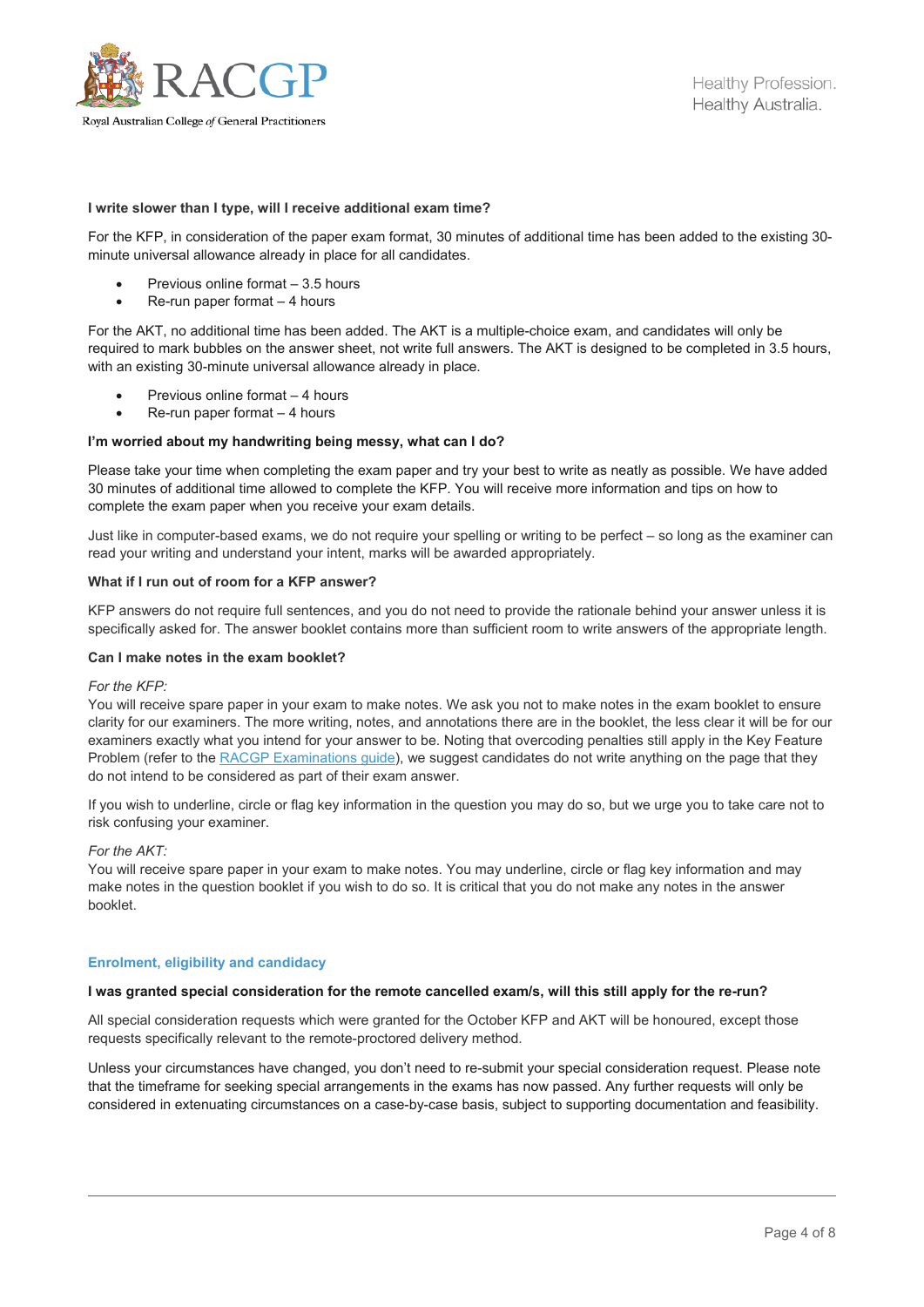**I write slower than I type, will I receive additional exam time?**

For the KFP, in consideration of the paper exam format, 30 minutes of additional time has been added to the existing 30-minute universal allowance already in place for all candidates.

- Previous online format – 3.5 hours
- Re-run paper format – 4 hours

For the AKT, no additional time has been added. The AKT is a multiple-choice exam, and candidates will only be required to mark bubbles on the answer sheet, not write full answers. The AKT is designed to be completed in 3.5 hours, with an existing 30-minute universal allowance already in place.

- Previous online format – 4 hours
- Re-run paper format – 4 hours

**I'm worried about my handwriting being messy, what can I do?**

Please take your time when completing the exam paper and try your best to write as neatly as possible. We have added 30 minutes of additional time allowed to complete the KFP. You will receive more information and tips on how to complete the exam paper when you receive your exam details.

Just like in computer-based exams, we do not require your spelling or writing to be perfect – so long as the examiner can read your writing and understand your intent, marks will be awarded appropriately.

**What if I run out of room for a KFP answer?**

KFP answers do not require full sentences, and you do not need to provide the rationale behind your answer unless it is specifically asked for. The answer booklet contains more than sufficient room to write answers of the appropriate length.

**Can I make notes in the exam booklet?**

*For the KFP:*
You will receive spare paper in your exam to make notes. We ask you not to make notes in the exam booklet to ensure clarity for our examiners. The more writing, notes, and annotations there are in the booklet, the less clear it will be for our examiners exactly what you intend for your answer to be. Noting that overcoming penalties still apply in the Key Feature Problem (refer to the [RACGP Examinations guide]), we suggest candidates do not write anything on the page that they do not intend to be considered as part of their exam answer.

If you wish to underline, circle or flag key information in the question you may do so, but we urge you to take care not to risk confusing your examiner.

*For the AKT:*
You will receive spare paper in your exam to make notes. You may underline, circle or flag key information and may make notes in the question booklet if you wish to do so. It is critical that you do not make any notes in the answer booklet.

## Enrolment, eligibility and candidacy

**I was granted special consideration for the remote cancelled exam/s, will this still apply for the re-run?**

All special consideration requests which were granted for the October KFP and AKT will be honoured, except those requests specifically relevant to the remote-proctored delivery method.

Unless your circumstances have changed, you don't need to re-submit your special consideration request. Please note that the timeframe for seeking special arrangements in the exams has now passed. Any further requests will only be considered in extenuating circumstances on a case-by-case basis, subject to supporting documentation and feasibility.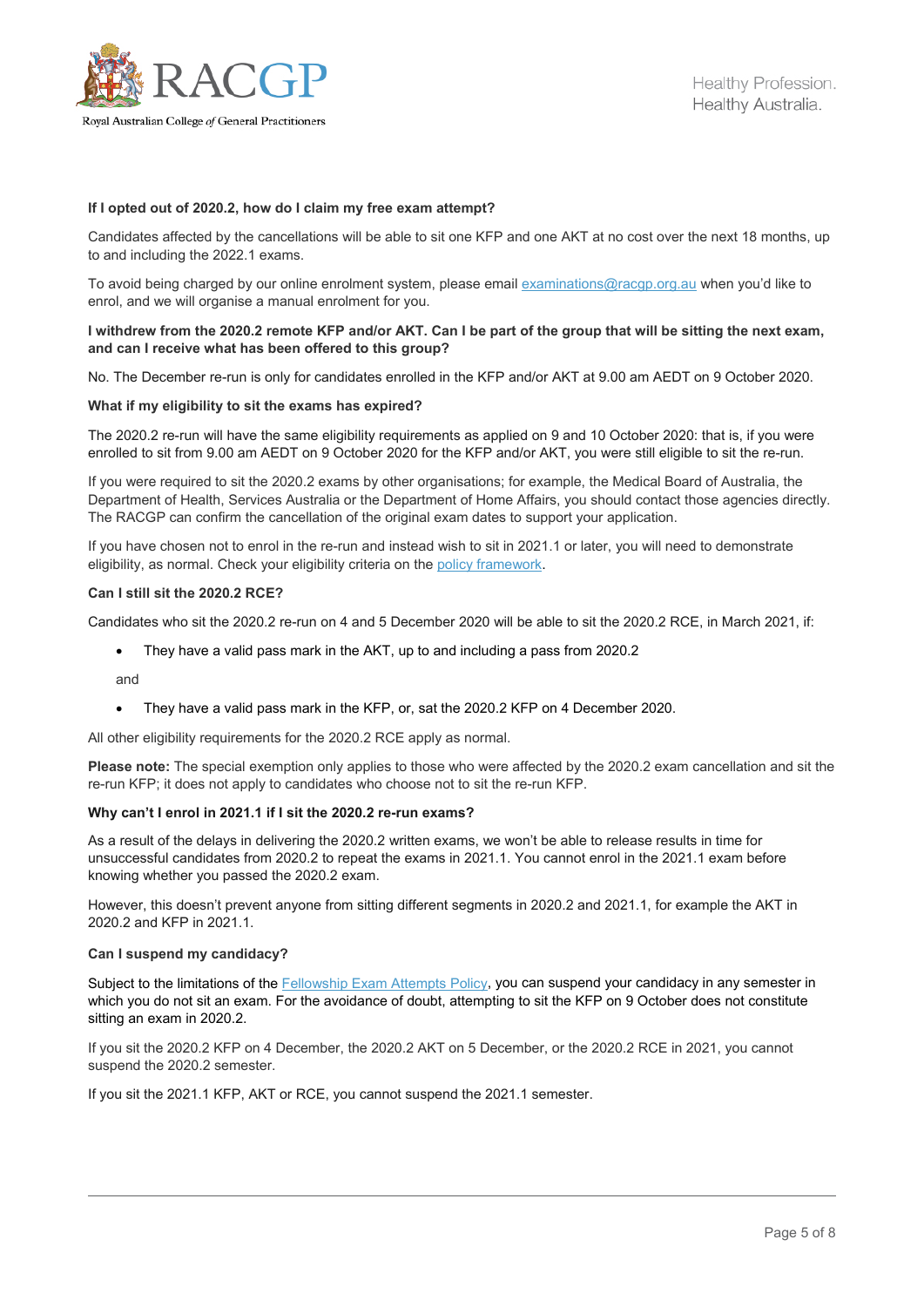**If I opted out of 2020.2, how do I claim my free exam attempt?**

Candidates affected by the cancellations will be able to sit one KFP and one AKT at no cost over the next 18 months, up to and including the 2022.1 exams.

To avoid being charged by our online enrolment system, please email [examinations@racgp.org.au](mailto:examinations@racgp.org.au) when you'd like to enrol, and we will organise a manual enrolment for you.

**I withdrew from the 2020.2 remote KFP and/or AKT. Can I be part of the group that will be sitting the next exam, and can I receive what has been offered to this group?**

No. The December re-run is only for candidates enrolled in the KFP and/or AKT at 9.00 am AEDT on 9 October 2020.

**What if my eligibility to sit the exams has expired?**

The 2020.2 re-run will have the same eligibility requirements as applied on 9 and 10 October 2020: that is, if you were enrolled to sit from 9.00 am AEDT on 9 October 2020 for the KFP and/or AKT, you were still eligible to sit the re-run.

If you were required to sit the 2020.2 exams by other organisations; for example, the Medical Board of Australia, the Department of Health, Services Australia or the Department of Home Affairs, you should contact those agencies directly. The RACGP can confirm the cancellation of the original exam dates to support your application.

If you have chosen not to enrol in the re-run and instead wish to sit in 2021.1 or later, you will need to demonstrate eligibility, as normal. Check your eligibility criteria on the policy framework.

**Can I still sit the 2020.2 RCE?**

Candidates who sit the 2020.2 re-run on 4 and 5 December 2020 will be able to sit the 2020.2 RCE, in March 2021, if:

- They have a valid pass mark in the AKT, up to and including a pass from 2020.2

  and

- They have a valid pass mark in the KFP, or, sat the 2020.2 KFP on 4 December 2020.

All other eligibility requirements for the 2020.2 RCE apply as normal.

**Please note:** The special exemption only applies to those who were affected by the 2020.2 exam cancellation and sit the re-run KFP; it does not apply to candidates who choose not to sit the re-run KFP.

**Why can't I enrol in 2021.1 if I sit the 2020.2 re-run exams?**

As a result of the delays in delivering the 2020.2 written exams, we won't be able to release results in time for unsuccessful candidates from 2020.2 to repeat the exams in 2021.1. You cannot enrol in the 2021.1 exam before knowing whether you passed the 2020.2 exam.

However, this doesn't prevent anyone from sitting different segments in 2020.2 and 2021.1, for example the AKT in 2020.2 and KFP in 2021.1.

**Can I suspend my candidacy?**

Subject to the limitations of the Fellowship Exam Attempts Policy, you can suspend your candidacy in any semester in which you do not sit an exam. For the avoidance of doubt, attempting to sit the KFP on 9 October does not constitute sitting an exam in 2020.2.

If you sit the 2020.2 KFP on 4 December, the 2020.2 AKT on 5 December, or the 2020.2 RCE in 2021, you cannot suspend the 2020.2 semester.

If you sit the 2021.1 KFP, AKT or RCE, you cannot suspend the 2021.1 semester.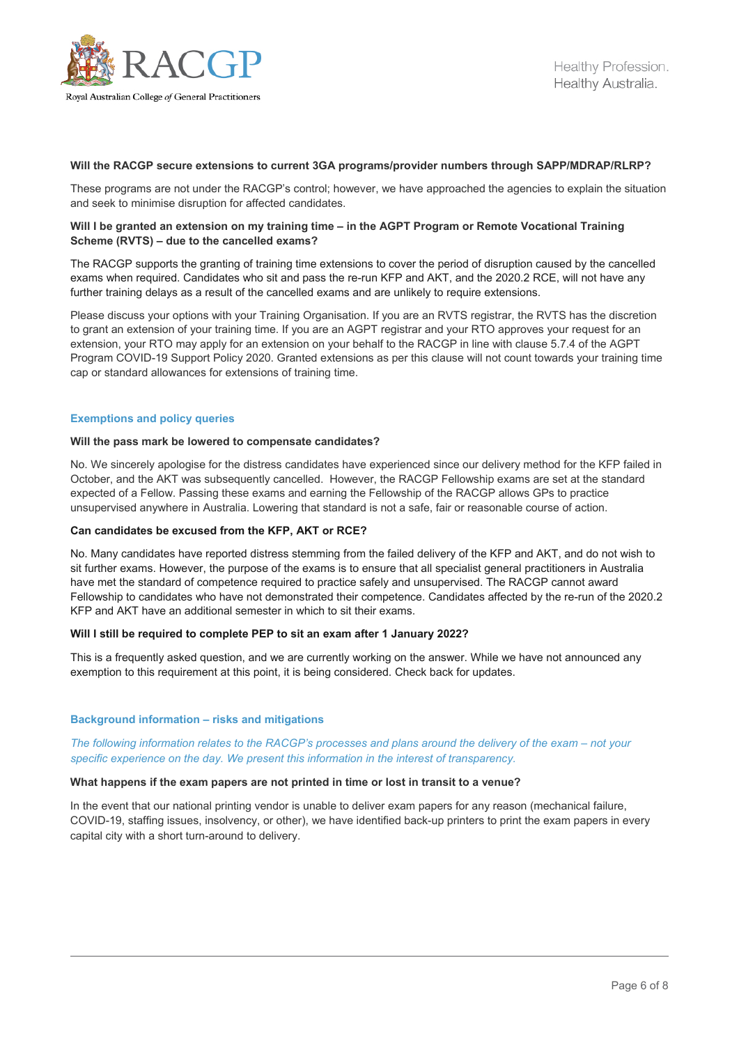**Will the RACGP secure extensions to current 3GA programs/provider numbers through SAPP/MDRAP/RLRP?**

These programs are not under the RACGP's control; however, we have approached the agencies to explain the situation and seek to minimise disruption for affected candidates.

**Will I be granted an extension on my training time – in the AGPT Program or Remote Vocational Training Scheme (RVTS) – due to the cancelled exams?**

The RACGP supports the granting of training time extensions to cover the period of disruption caused by the cancelled exams when required. Candidates who sit and pass the re-run KFP and AKT, and the 2020.2 RCE, will not have any further training delays as a result of the cancelled exams and are unlikely to require extensions.

Please discuss your options with your Training Organisation. If you are an RVTS registrar, the RVTS has the discretion to grant an extension of your training time. If you are an AGPT registrar and your RTO approves your request for an extension, your RTO may apply for an extension on your behalf to the RACGP in line with clause 5.7.4 of the AGPT Program COVID-19 Support Policy 2020. Granted extensions as per this clause will not count towards your training time cap or standard allowances for extensions of training time.

## Exemptions and policy queries

**Will the pass mark be lowered to compensate candidates?**

No. We sincerely apologise for the distress candidates have experienced since our delivery method for the KFP failed in October, and the AKT was subsequently cancelled. However, the RACGP Fellowship exams are set at the standard expected of a Fellow. Passing these exams and earning the Fellowship of the RACGP allows GPs to practice unsupervised anywhere in Australia. Lowering that standard is not a safe, fair or reasonable course of action.

**Can candidates be excused from the KFP, AKT or RCE?**

No. Many candidates have reported distress stemming from the failed delivery of the KFP and AKT, and do not wish to sit further exams. However, the purpose of the exams is to ensure that all specialist general practitioners in Australia have met the standard of competence required to practice safely and unsupervised. The RACGP cannot award Fellowship to candidates who have not demonstrated their competence. Candidates affected by the re-run of the 2020.2 KFP and AKT have an additional semester in which to sit their exams.

**Will I still be required to complete PEP to sit an exam after 1 January 2022?**

This is a frequently asked question, and we are currently working on the answer. While we have not announced any exemption to this requirement at this point, it is being considered. Check back for updates.

## Background information – risks and mitigations

*The following information relates to the RACGP's processes and plans around the delivery of the exam – not your specific experience on the day. We present this information in the interest of transparency.*

**What happens if the exam papers are not printed in time or lost in transit to a venue?**

In the event that our national printing vendor is unable to deliver exam papers for any reason (mechanical failure, COVID-19, staffing issues, insolvency, or other), we have identified back-up printers to print the exam papers in every capital city with a short turn-around to delivery.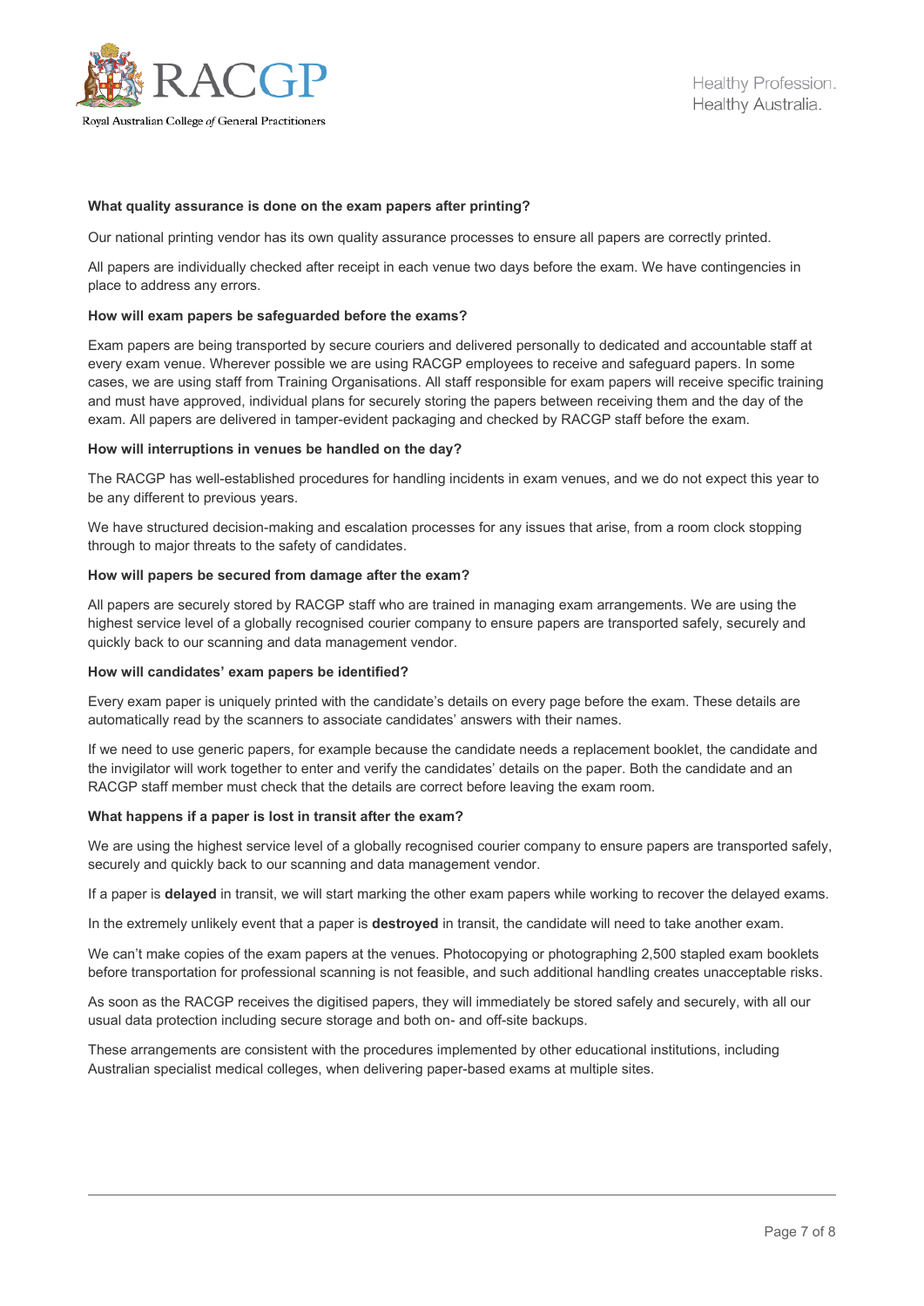### What quality assurance is done on the exam papers after printing?

Our national printing vendor has its own quality assurance processes to ensure all papers are correctly printed.

All papers are individually checked after receipt in each venue two days before the exam. We have contingencies in place to address any errors.

### How will exam papers be safeguarded before the exams?

Exam papers are being transported by secure couriers and delivered personally to dedicated and accountable staff at every exam venue. Wherever possible we are using RACGP employees to receive and safeguard papers. In some cases, we are using staff from Training Organisations. All staff responsible for exam papers will receive specific training and must have approved, individual plans for securely storing the papers between receiving them and the day of the exam. All papers are delivered in tamper-evident packaging and checked by RACGP staff before the exam.

### How will interruptions in venues be handled on the day?

The RACGP has well-established procedures for handling incidents in exam venues, and we do not expect this year to be any different to previous years.

We have structured decision-making and escalation processes for any issues that arise, from a room clock stopping through to major threats to the safety of candidates.

### How will papers be secured from damage after the exam?

All papers are securely stored by RACGP staff who are trained in managing exam arrangements. We are using the highest service level of a globally recognised courier company to ensure papers are transported safely, securely and quickly back to our scanning and data management vendor.

### How will candidates' exam papers be identified?

Every exam paper is uniquely printed with the candidate's details on every page before the exam. These details are automatically read by the scanners to associate candidates' answers with their names.

If we need to use generic papers, for example because the candidate needs a replacement booklet, the candidate and the invigilator will work together to enter and verify the candidates' details on the paper. Both the candidate and an RACGP staff member must check that the details are correct before leaving the exam room.

### What happens if a paper is lost in transit after the exam?

We are using the highest service level of a globally recognised courier company to ensure papers are transported safely, securely and quickly back to our scanning and data management vendor.

If a paper is **delayed** in transit, we will start marking the other exam papers while working to recover the delayed exams.

In the extremely unlikely event that a paper is **destroyed** in transit, the candidate will need to take another exam.

We can't make copies of the exam papers at the venues. Photocopying or photographing 2,500 stapled exam booklets before transportation for professional scanning is not feasible, and such additional handling creates unacceptable risks.

As soon as the RACGP receives the digitised papers, they will immediately be stored safely and securely, with all our usual data protection including secure storage and both on- and off-site backups.

These arrangements are consistent with the procedures implemented by other educational institutions, including Australian specialist medical colleges, when delivering paper-based exams at multiple sites.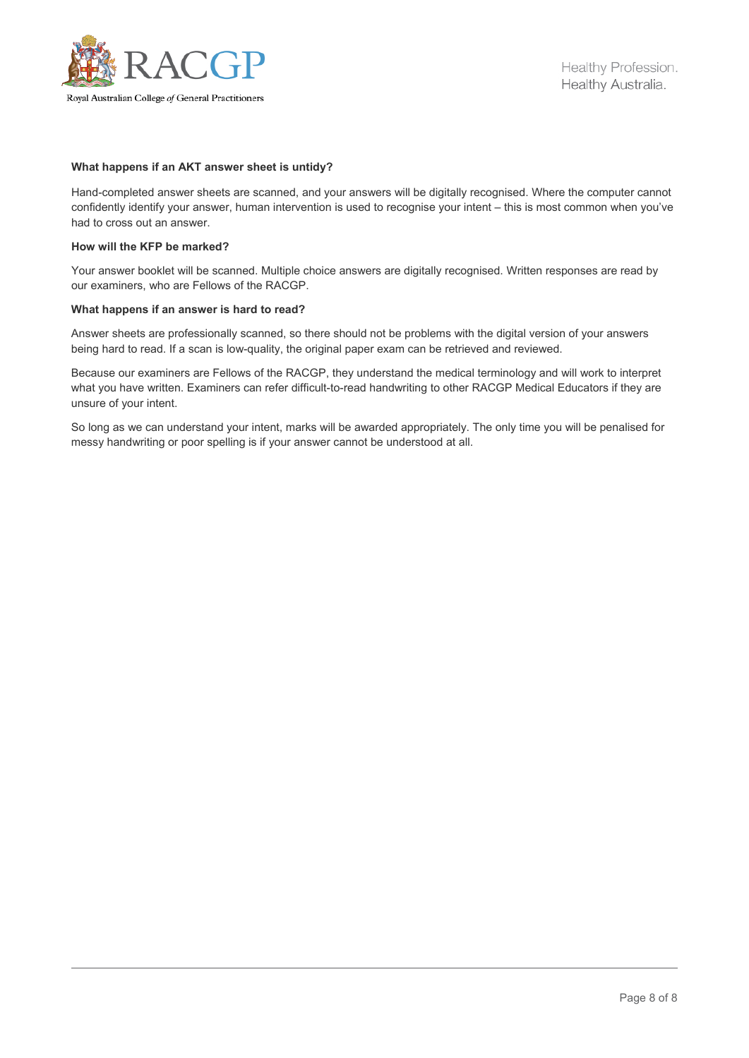**What happens if an AKT answer sheet is untidy?**

Hand-completed answer sheets are scanned, and your answers will be digitally recognised. Where the computer cannot confidently identify your answer, human intervention is used to recognise your intent – this is most common when you've had to cross out an answer.

**How will the KFP be marked?**

Your answer booklet will be scanned. Multiple choice answers are digitally recognised. Written responses are read by our examiners, who are Fellows of the RACGP.

**What happens if an answer is hard to read?**

Answer sheets are professionally scanned, so there should not be problems with the digital version of your answers being hard to read. If a scan is low-quality, the original paper exam can be retrieved and reviewed.

Because our examiners are Fellows of the RACGP, they understand the medical terminology and will work to interpret what you have written. Examiners can refer difficult-to-read handwriting to other RACGP Medical Educators if they are unsure of your intent.

So long as we can understand your intent, marks will be awarded appropriately. The only time you will be penalised for messy handwriting or poor spelling is if your answer cannot be understood at all.